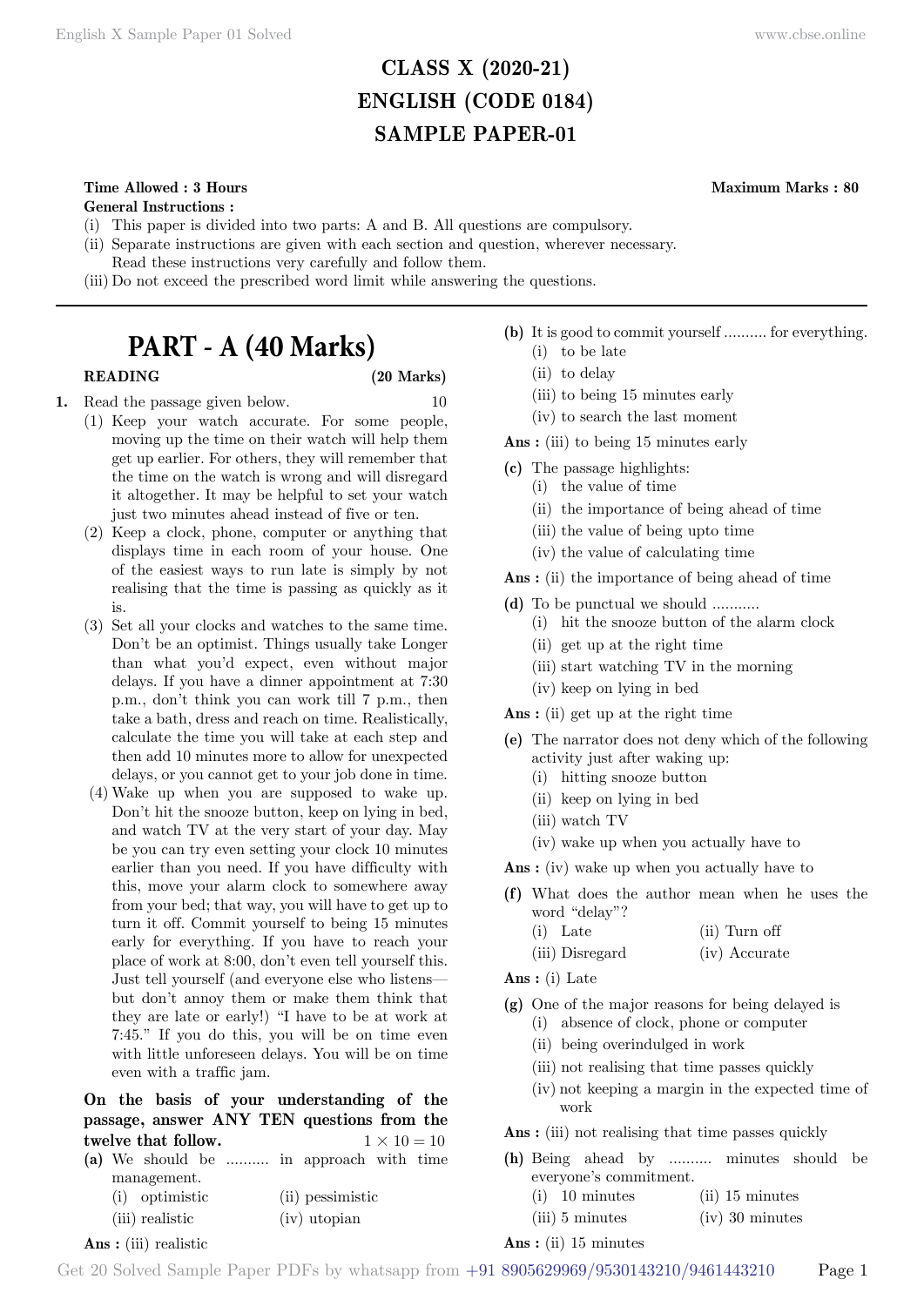# CLASS X (2020-21)
# ENGLISH (CODE 0184)
# SAMPLE PAPER-01

**Time Allowed : 3 Hours** **Maximum Marks : 80**

**General Instructions :**

(i) This paper is divided into two parts: A and B. All questions are compulsory.

(ii) Separate instructions are given with each section and question, wherever necessary. Read these instructions very carefully and follow them.

(iii) Do not exceed the prescribed word limit while answering the questions.

---

## PART - A (40 Marks)

**READING** **(20 Marks)**

**1.** Read the passage given below. 10

(1) Keep your watch accurate. For some people, moving up the time on their watch will help them get up earlier. For others, they will remember that the time on the watch is wrong and will disregard it altogether. It may be helpful to set your watch just two minutes ahead instead of five or ten.

(2) Keep a clock, phone, computer or anything that displays time in each room of your house. One of the easiest ways to run late is simply by not realising that the time is passing as quickly as it is.

(3) Set all your clocks and watches to the same time. Don't be an optimist. Things usually take Longer than what you'd expect, even without major delays. If you have a dinner appointment at 7:30 p.m., don't think you can work till 7 p.m., then take a bath, dress and reach on time. Realistically, calculate the time you will take at each step and then add 10 minutes more to allow for unexpected delays, or you cannot get to your job done in time.

(4) Wake up when you are supposed to wake up. Don't hit the snooze button, keep on lying in bed, and watch TV at the very start of your day. May be you can try even setting your clock 10 minutes earlier than you need. If you have difficulty with this, move your alarm clock to somewhere away from your bed; that way, you will have to get up to turn it off. Commit yourself to being 15 minutes early for everything. If you have to reach your place of work at 8:00, don't even tell yourself this. Just tell yourself (and everyone else who listens—but don't annoy them or make them think that they are late or early!) "I have to be at work at 7:45." If you do this, you will be on time even with little unforeseen delays. You will be on time even with a traffic jam.

**On the basis of your understanding of the passage, answer ANY TEN questions from the twelve that follow.** $1 \times 10 = 10$

**(a)** We should be .......... in approach with time management.

(i) optimistic (ii) pessimistic
(iii) realistic (iv) utopian

**Ans :** (iii) realistic

**(b)** It is good to commit yourself .......... for everything.

(i) to be late
(ii) to delay
(iii) to being 15 minutes early
(iv) to search the last moment

**Ans :** (iii) to being 15 minutes early

**(c)** The passage highlights:

(i) the value of time
(ii) the importance of being ahead of time
(iii) the value of being upto time
(iv) the value of calculating time

**Ans :** (ii) the importance of being ahead of time

**(d)** To be punctual we should ...........

(i) hit the snooze button of the alarm clock
(ii) get up at the right time
(iii) start watching TV in the morning
(iv) keep on lying in bed

**Ans :** (ii) get up at the right time

**(e)** The narrator does not deny which of the following activity just after waking up:

(i) hitting snooze button
(ii) keep on lying in bed
(iii) watch TV
(iv) wake up when you actually have to

**Ans :** (iv) wake up when you actually have to

**(f)** What does the author mean when he uses the word "delay"?

(i) Late (ii) Turn off
(iii) Disregard (iv) Accurate

**Ans :** (i) Late

**(g)** One of the major reasons for being delayed is

(i) absence of clock, phone or computer
(ii) being overindulged in work
(iii) not realising that time passes quickly
(iv) not keeping a margin in the expected time of work

**Ans :** (iii) not realising that time passes quickly

**(h)** Being ahead by .......... minutes should be everyone's commitment.

(i) 10 minutes (ii) 15 minutes
(iii) 5 minutes (iv) 30 minutes

**Ans :** (ii) 15 minutes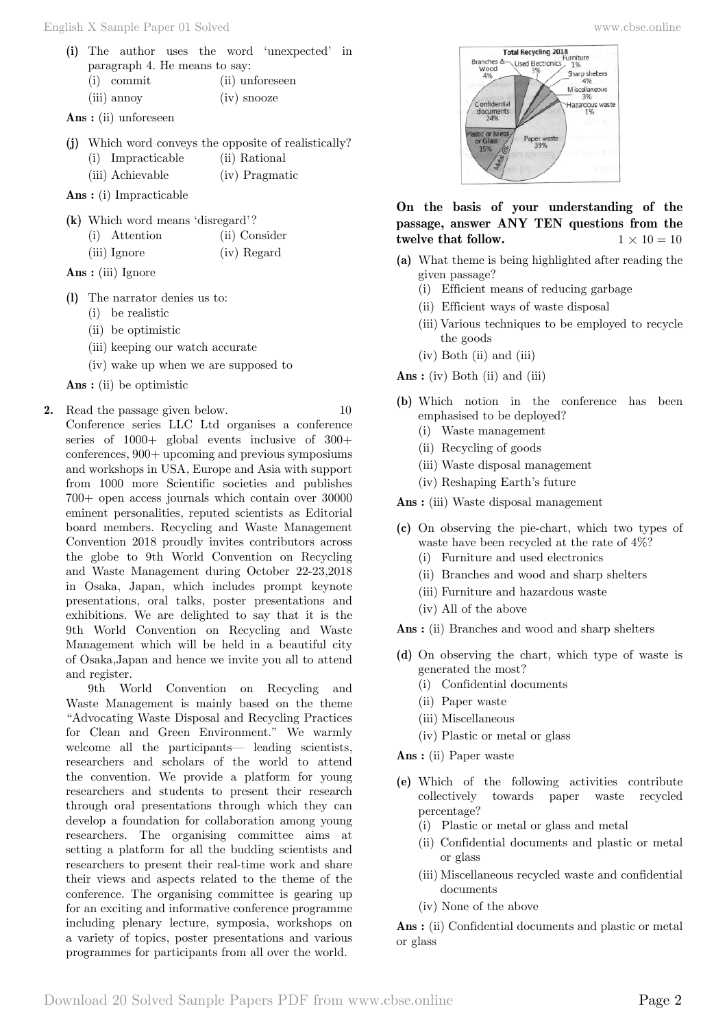**(i)** The author uses the word 'unexpected' in paragraph 4. He means to say:

(i) commit (ii) unforeseen

(iii) annoy (iv) snooze

**Ans :** (ii) unforeseen

**(j)** Which word conveys the opposite of realistically?

(i) Impracticable (ii) Rational

(iii) Achievable (iv) Pragmatic

**Ans :** (i) Impracticable

**(k)** Which word means 'disregard'?

(i) Attention (ii) Consider

(iii) Ignore (iv) Regard

**Ans :** (iii) Ignore

**(l)** The narrator denies us to:

(i) be realistic

(ii) be optimistic

(iii) keeping our watch accurate

(iv) wake up when we are supposed to

**Ans :** (ii) be optimistic

**2.** Read the passage given below. 10

Conference series LLC Ltd organises a conference series of 1000+ global events inclusive of 300+ conferences, 900+ upcoming and previous symposiums and workshops in USA, Europe and Asia with support from 1000 more Scientific societies and publishes 700+ open access journals which contain over 30000 eminent personalities, reputed scientists as Editorial board members. Recycling and Waste Management Convention 2018 proudly invites contributors across the globe to 9th World Convention on Recycling and Waste Management during October 22-23,2018 in Osaka, Japan, which includes prompt keynote presentations, oral talks, poster presentations and exhibitions. We are delighted to say that it is the 9th World Convention on Recycling and Waste Management which will be held in a beautiful city of Osaka,Japan and hence we invite you all to attend and register.

9th World Convention on Recycling and Waste Management is mainly based on the theme "Advocating Waste Disposal and Recycling Practices for Clean and Green Environment." We warmly welcome all the participants— leading scientists, researchers and scholars of the world to attend the convention. We provide a platform for young researchers and students to present their research through oral presentations through which they can develop a foundation for collaboration among young researchers. The organising committee aims at setting a platform for all the budding scientists and researchers to present their real-time work and share their views and aspects related to the theme of the conference. The organising committee is gearing up for an exciting and informative conference programme including plenary lecture, symposia, workshops on a variety of topics, poster presentations and various programmes for participants from all over the world.

Total Recycling 2018

| Category | Percentage |
|---|---|
| Paper waste | 39% |
| Confidential documents | 24% |
| Plastic or Metal or Glass | 15% |
| Metal | 6% |
| Branches & Wood | 4% |
| Sharp shelters | 4% |
| Used Electronics | 3% |
| Miscellaneous | 3% |
| Furniture | 1% |
| Hazardous waste | 1% |

**On the basis of your understanding of the passage, answer ANY TEN questions from the twelve that follow.** $1 \times 10 = 10$

**(a)** What theme is being highlighted after reading the given passage?

(i) Efficient means of reducing garbage

(ii) Efficient ways of waste disposal

(iii) Various techniques to be employed to recycle the goods

(iv) Both (ii) and (iii)

**Ans :** (iv) Both (ii) and (iii)

**(b)** Which notion in the conference has been emphasised to be deployed?

(i) Waste management

(ii) Recycling of goods

(iii) Waste disposal management

(iv) Reshaping Earth's future

**Ans :** (iii) Waste disposal management

**(c)** On observing the pie-chart, which two types of waste have been recycled at the rate of 4%?

(i) Furniture and used electronics

(ii) Branches and wood and sharp shelters

(iii) Furniture and hazardous waste

(iv) All of the above

**Ans :** (ii) Branches and wood and sharp shelters

**(d)** On observing the chart, which type of waste is generated the most?

(i) Confidential documents

(ii) Paper waste

(iii) Miscellaneous

(iv) Plastic or metal or glass

**Ans :** (ii) Paper waste

**(e)** Which of the following activities contribute collectively towards paper waste recycled percentage?

(i) Plastic or metal or glass and metal

(ii) Confidential documents and plastic or metal or glass

(iii) Miscellaneous recycled waste and confidential documents

(iv) None of the above

**Ans :** (ii) Confidential documents and plastic or metal or glass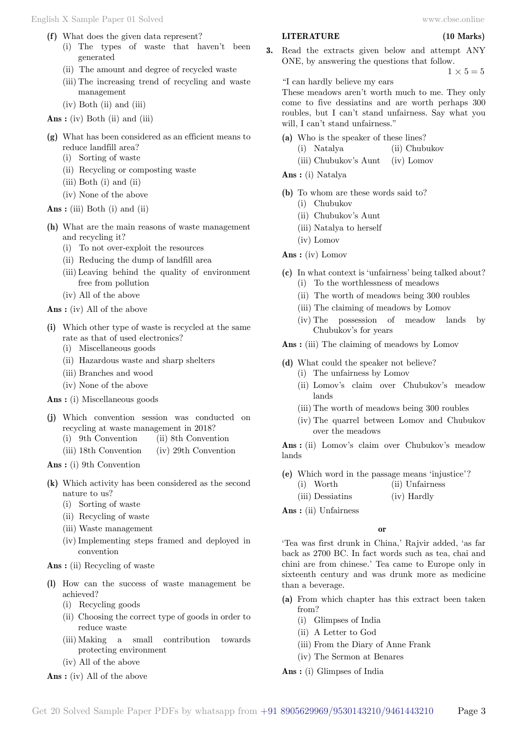**(f)** What does the given data represent?
(i) The types of waste that haven't been generated
(ii) The amount and degree of recycled waste
(iii) The increasing trend of recycling and waste management
(iv) Both (ii) and (iii)

**Ans :** (iv) Both (ii) and (iii)

**(g)** What has been considered as an efficient means to reduce landfill area?
(i) Sorting of waste
(ii) Recycling or composting waste
(iii) Both (i) and (ii)
(iv) None of the above

**Ans :** (iii) Both (i) and (ii)

**(h)** What are the main reasons of waste management and recycling it?
(i) To not over-exploit the resources
(ii) Reducing the dump of landfill area
(iii) Leaving behind the quality of environment free from pollution
(iv) All of the above

**Ans :** (iv) All of the above

**(i)** Which other type of waste is recycled at the same rate as that of used electronics?
(i) Miscellaneous goods
(ii) Hazardous waste and sharp shelters
(iii) Branches and wood
(iv) None of the above

**Ans :** (i) Miscellaneous goods

**(j)** Which convention session was conducted on recycling at waste management in 2018?
(i) 9th Convention (ii) 8th Convention
(iii) 18th Convention (iv) 29th Convention

**Ans :** (i) 9th Convention

**(k)** Which activity has been considered as the second nature to us?
(i) Sorting of waste
(ii) Recycling of waste
(iii) Waste management
(iv) Implementing steps framed and deployed in convention

**Ans :** (ii) Recycling of waste

**(l)** How can the success of waste management be achieved?
(i) Recycling goods
(ii) Choosing the correct type of goods in order to reduce waste
(iii) Making a small contribution towards protecting environment
(iv) All of the above

**Ans :** (iv) All of the above

## LITERATURE (10 Marks)

**3.** Read the extracts given below and attempt ANY ONE, by answering the questions that follow. $1 \times 5 = 5$

"I can hardly believe my ears
These meadows aren't worth much to me. They only come to five dessiatins and are worth perhaps 300 roubles, but I can't stand unfairness. Say what you will, I can't stand unfairness."

**(a)** Who is the speaker of these lines?
(i) Natalya (ii) Chubukov
(iii) Chubukov's Aunt (iv) Lomov

**Ans :** (i) Natalya

**(b)** To whom are these words said to?
(i) Chubukov
(ii) Chubukov's Aunt
(iii) Natalya to herself
(iv) Lomov

**Ans :** (iv) Lomov

**(c)** In what context is 'unfairness' being talked about?
(i) To the worthlessness of meadows
(ii) The worth of meadows being 300 roubles
(iii) The claiming of meadows by Lomov
(iv) The possession of meadow lands by Chubukov's for years

**Ans :** (iii) The claiming of meadows by Lomov

**(d)** What could the speaker not believe?
(i) The unfairness by Lomov
(ii) Lomov's claim over Chubukov's meadow lands
(iii) The worth of meadows being 300 roubles
(iv) The quarrel between Lomov and Chubukov over the meadows

**Ans :** (ii) Lomov's claim over Chubukov's meadow lands

**(e)** Which word in the passage means 'injustice'?
(i) Worth (ii) Unfairness
(iii) Dessiatins (iv) Hardly

**Ans :** (ii) Unfairness

**or**

'Tea was first drunk in China,' Rajvir added, 'as far back as 2700 BC. In fact words such as tea, chai and chini are from chinese.' Tea came to Europe only in sixteenth century and was drunk more as medicine than a beverage.

**(a)** From which chapter has this extract been taken from?
(i) Glimpses of India
(ii) A Letter to God
(iii) From the Diary of Anne Frank
(iv) The Sermon at Benares

**Ans :** (i) Glimpses of India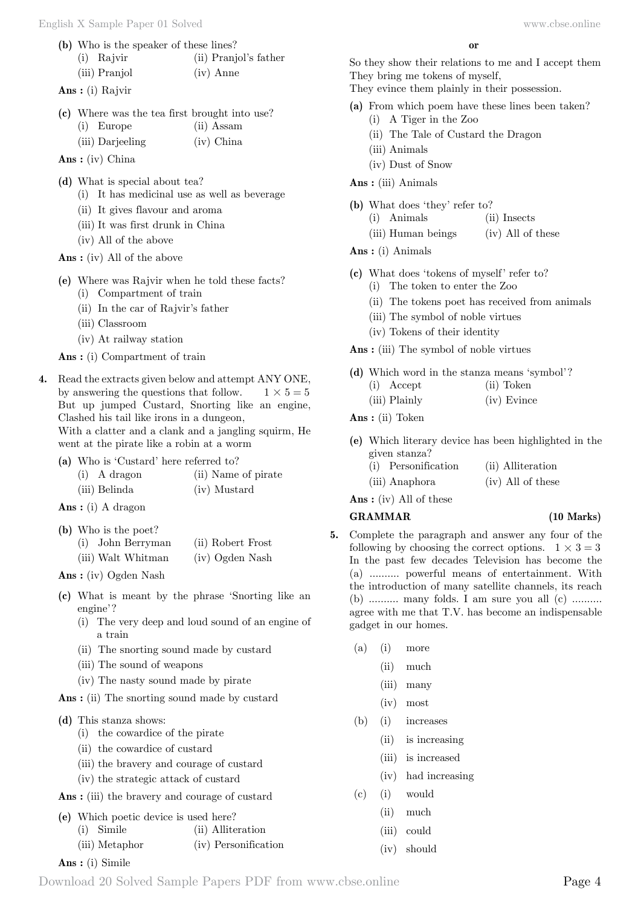**(b)** Who is the speaker of these lines?

(i) Rajvir (ii) Pranjol's father
(iii) Pranjol (iv) Anne

**Ans :** (i) Rajvir

**(c)** Where was the tea first brought into use?

(i) Europe (ii) Assam
(iii) Darjeeling (iv) China

**Ans :** (iv) China

**(d)** What is special about tea?

(i) It has medicinal use as well as beverage
(ii) It gives flavour and aroma
(iii) It was first drunk in China
(iv) All of the above

**Ans :** (iv) All of the above

**(e)** Where was Rajvir when he told these facts?

(i) Compartment of train
(ii) In the car of Rajvir's father
(iii) Classroom
(iv) At railway station

**Ans :** (i) Compartment of train

**4.** Read the extracts given below and attempt ANY ONE, by answering the questions that follow. $1 \times 5 = 5$

But up jumped Custard, Snorting like an engine,
Clashed his tail like irons in a dungeon,
With a clatter and a clank and a jangling squirm, He went at the pirate like a robin at a worm

**(a)** Who is 'Custard' here referred to?

(i) A dragon (ii) Name of pirate
(iii) Belinda (iv) Mustard

**Ans :** (i) A dragon

**(b)** Who is the poet?

(i) John Berryman (ii) Robert Frost
(iii) Walt Whitman (iv) Ogden Nash

**Ans :** (iv) Ogden Nash

**(c)** What is meant by the phrase 'Snorting like an engine'?

(i) The very deep and loud sound of an engine of a train
(ii) The snorting sound made by custard
(iii) The sound of weapons
(iv) The nasty sound made by pirate

**Ans :** (ii) The snorting sound made by custard

**(d)** This stanza shows:

(i) the cowardice of the pirate
(ii) the cowardice of custard
(iii) the bravery and courage of custard
(iv) the strategic attack of custard

**Ans :** (iii) the bravery and courage of custard

**(e)** Which poetic device is used here?

(i) Simile (ii) Alliteration
(iii) Metaphor (iv) Personification

**Ans :** (i) Simile

**or**

So they show their relations to me and I accept them
They bring me tokens of myself,
They evince them plainly in their possession.

**(a)** From which poem have these lines been taken?

(i) A Tiger in the Zoo
(ii) The Tale of Custard the Dragon
(iii) Animals
(iv) Dust of Snow

**Ans :** (iii) Animals

**(b)** What does 'they' refer to?

(i) Animals (ii) Insects
(iii) Human beings (iv) All of these

**Ans :** (i) Animals

**(c)** What does 'tokens of myself' refer to?

(i) The token to enter the Zoo
(ii) The tokens poet has received from animals
(iii) The symbol of noble virtues
(iv) Tokens of their identity

**Ans :** (iii) The symbol of noble virtues

**(d)** Which word in the stanza means 'symbol'?

(i) Accept (ii) Token
(iii) Plainly (iv) Evince

**Ans :** (ii) Token

**(e)** Which literary device has been highlighted in the given stanza?

(i) Personification (ii) Alliteration
(iii) Anaphora (iv) All of these

**Ans :** (iv) All of these

## GRAMMAR (10 Marks)

**5.** Complete the paragraph and answer any four of the following by choosing the correct options. $1 \times 3 = 3$

In the past few decades Television has become the (a) .......... powerful means of entertainment. With the introduction of many satellite channels, its reach (b) .......... many folds. I am sure you all (c) .......... agree with me that T.V. has become an indispensable gadget in our homes.

(a) (i) more
(ii) much
(iii) many
(iv) most

(b) (i) increases
(ii) is increasing
(iii) is increased
(iv) had increasing

(c) (i) would
(ii) much
(iii) could
(iv) should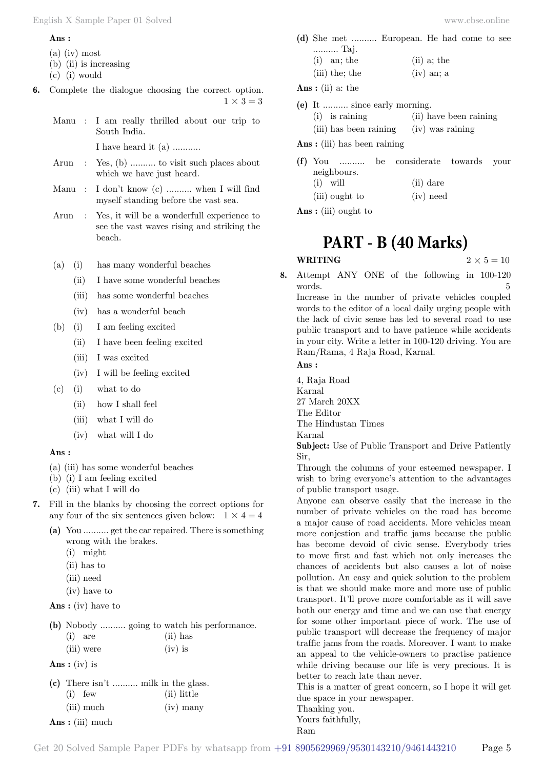**Ans :**

(a) (iv) most
(b) (ii) is increasing
(c) (i) would

**6.** Complete the dialogue choosing the correct option. $1 \times 3 = 3$

Manu : I am really thrilled about our trip to South India.

I have heard it (a) ..........

Arun : Yes, (b) .......... to visit such places about which we have just heard.

Manu : I don't know (c) .......... when I will find myself standing before the vast sea.

Arun : Yes, it will be a wonderfull experience to see the vast waves rising and striking the beach.

(a) (i) has many wonderful beaches
(ii) I have some wonderful beaches
(iii) has some wonderful beaches
(iv) has a wonderful beach

(b) (i) I am feeling excited
(ii) I have been feeling excited
(iii) I was excited
(iv) I will be feeling excited

(c) (i) what to do
(ii) how I shall feel
(iii) what I will do
(iv) what will I do

**Ans :**

(a) (iii) has some wonderful beaches
(b) (i) I am feeling excited
(c) (iii) what I will do

**7.** Fill in the blanks by choosing the correct options for any four of the six sentences given below: $1 \times 4 = 4$

**(a)** You .......... get the car repaired. There is something wrong with the brakes.
(i) might
(ii) has to
(iii) need
(iv) have to

**Ans :** (iv) have to

**(b)** Nobody .......... going to watch his performance.
(i) are (ii) has
(iii) were (iv) is

**Ans :** (iv) is

**(c)** There isn't .......... milk in the glass.
(i) few (ii) little
(iii) much (iv) many

**Ans :** (iii) much

**(d)** She met .......... European. He had come to see .......... Taj.
(i) an; the (ii) a; the
(iii) the; the (iv) an; a

**Ans :** (ii) a: the

**(e)** It .......... since early morning.
(i) is raining (ii) have been raining
(iii) has been raining (iv) was raining

**Ans :** (iii) has been raining

**(f)** You .......... be considerate towards your neighbours.
(i) will (ii) dare
(iii) ought to (iv) need

**Ans :** (iii) ought to

# PART - B (40 Marks)

**WRITING** $2 \times 5 = 10$

**8.** Attempt ANY ONE of the following in 100-120 words. 5

Increase in the number of private vehicles coupled words to the editor of a local daily urging people with the lack of civic sense has led to several road to use public transport and to have patience while accidents in your city. Write a letter in 100-120 driving. You are Ram/Rama, 4 Raja Road, Karnal.

**Ans :**

4, Raja Road
Karnal
27 March 20XX
The Editor
The Hindustan Times
Karnal
**Subject:** Use of Public Transport and Drive Patiently
Sir,
Through the columns of your esteemed newspaper. I wish to bring everyone's attention to the advantages of public transport usage.
Anyone can observe easily that the increase in the number of private vehicles on the road has become a major cause of road accidents. More vehicles mean more conjestion and traffic jams because the public has become devoid of civic sense. Everybody tries to move first and fast which not only increases the chances of accidents but also causes a lot of noise pollution. An easy and quick solution to the problem is that we should make more and more use of public transport. It'll prove more comfortable as it will save both our energy and time and we can use that energy for some other important piece of work. The use of public transport will decrease the frequency of major traffic jams from the roads. Moreover. I want to make an appeal to the vehicle-owners to practise patience while driving because our life is very precious. It is better to reach late than never.
This is a matter of great concern, so I hope it will get due space in your newspaper.
Thanking you.
Yours faithfully,
Ram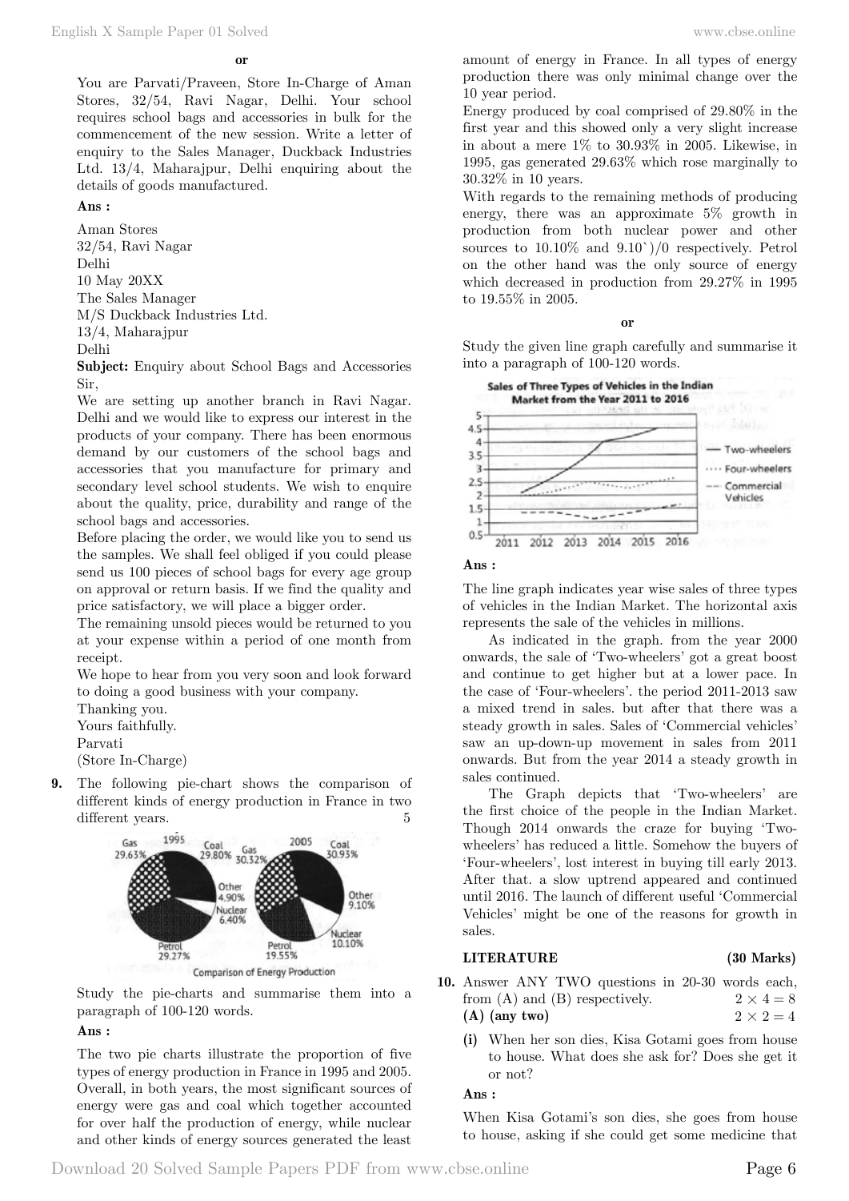**or**

You are Parvati/Praveen, Store In-Charge of Aman Stores, 32/54, Ravi Nagar, Delhi. Your school requires school bags and accessories in bulk for the commencement of the new session. Write a letter of enquiry to the Sales Manager, Duckback Industries Ltd. 13/4, Maharajpur, Delhi enquiring about the details of goods manufactured.

**Ans :**

Aman Stores
32/54, Ravi Nagar
Delhi
10 May 20XX
The Sales Manager
M/S Duckback Industries Ltd.
13/4, Maharajpur
Delhi

**Subject:** Enquiry about School Bags and Accessories

Sir,

We are setting up another branch in Ravi Nagar. Delhi and we would like to express our interest in the products of your company. There has been enormous demand by our customers of the school bags and accessories that you manufacture for primary and secondary level school students. We wish to enquire about the quality, price, durability and range of the school bags and accessories.

Before placing the order, we would like you to send us the samples. We shall feel obliged if you could please send us 100 pieces of school bags for every age group on approval or return basis. If we find the quality and price satisfactory, we will place a bigger order.

The remaining unsold pieces would be returned to you at your expense within a period of one month from receipt.

We hope to hear from you very soon and look forward to doing a good business with your company.

Thanking you.
Yours faithfully.
Parvati
(Store In-Charge)

**9.** The following pie-chart shows the comparison of different kinds of energy production in France in two different years. 5

| Source | 1995 | 2005 |
|---|---|---|
| Gas | 29.63% | 30.32% |
| Coal | 29.80% | 30.93% |
| Other | 4.90% | 9.10% |
| Nuclear | 6.40% | 10.10% |
| Petrol | 29.27% | 19.55% |

Comparison of Energy Production

Study the pie-charts and summarise them into a paragraph of 100-120 words.

**Ans :**

The two pie charts illustrate the proportion of five types of energy production in France in 1995 and 2005. Overall, in both years, the most significant sources of energy were gas and coal which together accounted for over half the production of energy, while nuclear and other kinds of energy sources generated the least amount of energy in France. In all types of energy production there was only minimal change over the 10 year period.

Energy produced by coal comprised of 29.80% in the first year and this showed only a very slight increase in about a mere 1% to 30.93% in 2005. Likewise, in 1995, gas generated 29.63% which rose marginally to 30.32% in 10 years.

With regards to the remaining methods of producing energy, there was an approximate 5% growth in production from both nuclear power and other sources to 10.10% and 9.10`)/0 respectively. Petrol on the other hand was the only source of energy which decreased in production from 29.27% in 1995 to 19.55% in 2005.

**or**

Study the given line graph carefully and summarise it into a paragraph of 100-120 words.

**Sales of Three Types of Vehicles in the Indian Market from the Year 2011 to 2016**

(Line graph: Two-wheelers, Four-wheelers, Commercial Vehicles; y-axis 0.5 to 5; x-axis 2011 to 2016)

**Ans :**

The line graph indicates year wise sales of three types of vehicles in the Indian Market. The horizontal axis represents the sale of the vehicles in millions.

As indicated in the graph. from the year 2000 onwards, the sale of 'Two-wheelers' got a great boost and continue to get higher but at a lower pace. In the case of 'Four-wheelers'. the period 2011-2013 saw a mixed trend in sales. but after that there was a steady growth in sales. Sales of 'Commercial vehicles' saw an up-down-up movement in sales from 2011 onwards. But from the year 2014 a steady growth in sales continued.

The Graph depicts that 'Two-wheelers' are the first choice of the people in the Indian Market. Though 2014 onwards the craze for buying 'Two-wheelers' has reduced a little. Somehow the buyers of 'Four-wheelers', lost interest in buying till early 2013. After that. a slow uptrend appeared and continued until 2016. The launch of different useful 'Commercial Vehicles' might be one of the reasons for growth in sales.

## LITERATURE (30 Marks)

**10.** Answer ANY TWO questions in 20-30 words each, from (A) and (B) respectively. $2 \times 4 = 8$

**(A) (any two)** $2 \times 2 = 4$

**(i)** When her son dies, Kisa Gotami goes from house to house. What does she ask for? Does she get it or not?

**Ans :**

When Kisa Gotami's son dies, she goes from house to house, asking if she could get some medicine that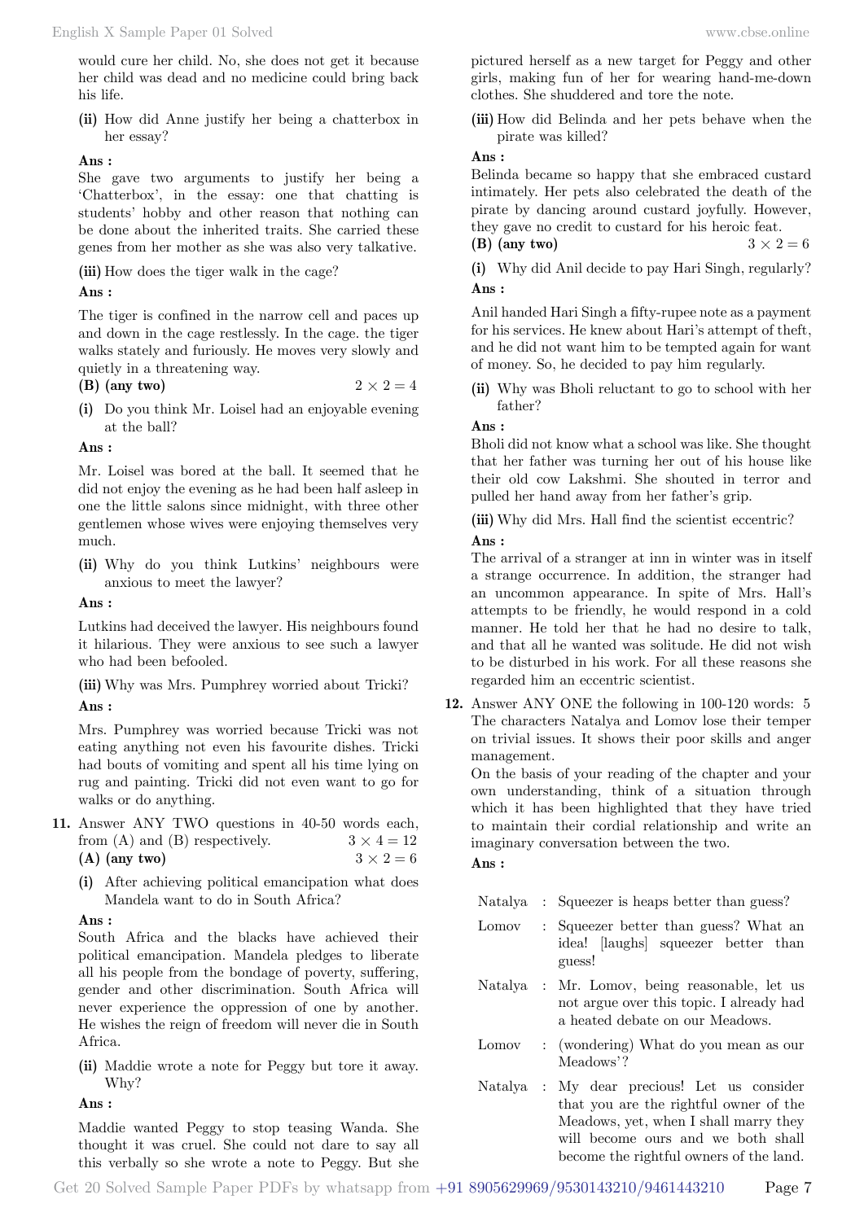would cure her child. No, she does not get it because her child was dead and no medicine could bring back his life.

**(ii)** How did Anne justify her being a chatterbox in her essay?

**Ans :**

She gave two arguments to justify her being a 'Chatterbox', in the essay: one that chatting is students' hobby and other reason that nothing can be done about the inherited traits. She carried these genes from her mother as she was also very talkative.

**(iii)** How does the tiger walk in the cage?

**Ans :**

The tiger is confined in the narrow cell and paces up and down in the cage restlessly. In the cage. the tiger walks stately and furiously. He moves very slowly and quietly in a threatening way.

**(B) (any two)** $2 \times 2 = 4$

**(i)** Do you think Mr. Loisel had an enjoyable evening at the ball?

**Ans :**

Mr. Loisel was bored at the ball. It seemed that he did not enjoy the evening as he had been half asleep in one the little salons since midnight, with three other gentlemen whose wives were enjoying themselves very much.

**(ii)** Why do you think Lutkins' neighbours were anxious to meet the lawyer?

**Ans :**

Lutkins had deceived the lawyer. His neighbours found it hilarious. They were anxious to see such a lawyer who had been befooled.

**(iii)** Why was Mrs. Pumphrey worried about Tricki?

**Ans :**

Mrs. Pumphrey was worried because Tricki was not eating anything not even his favourite dishes. Tricki had bouts of vomiting and spent all his time lying on rug and painting. Tricki did not even want to go for walks or do anything.

**11.** Answer ANY TWO questions in 40-50 words each, from (A) and (B) respectively. $3 \times 4 = 12$

**(A) (any two)** $3 \times 2 = 6$

**(i)** After achieving political emancipation what does Mandela want to do in South Africa?

**Ans :**

South Africa and the blacks have achieved their political emancipation. Mandela pledges to liberate all his people from the bondage of poverty, suffering, gender and other discrimination. South Africa will never experience the oppression of one by another. He wishes the reign of freedom will never die in South Africa.

**(ii)** Maddie wrote a note for Peggy but tore it away. Why?

**Ans :**

Maddie wanted Peggy to stop teasing Wanda. She thought it was cruel. She could not dare to say all this verbally so she wrote a note to Peggy. But she pictured herself as a new target for Peggy and other girls, making fun of her for wearing hand-me-down clothes. She shuddered and tore the note.

**(iii)** How did Belinda and her pets behave when the pirate was killed?

**Ans :**

Belinda became so happy that she embraced custard intimately. Her pets also celebrated the death of the pirate by dancing around custard joyfully. However, they gave no credit to custard for his heroic feat.

**(B) (any two)** $3 \times 2 = 6$

**(i)** Why did Anil decide to pay Hari Singh, regularly?

**Ans :**

Anil handed Hari Singh a fifty-rupee note as a payment for his services. He knew about Hari's attempt of theft, and he did not want him to be tempted again for want of money. So, he decided to pay him regularly.

**(ii)** Why was Bholi reluctant to go to school with her father?

**Ans :**

Bholi did not know what a school was like. She thought that her father was turning her out of his house like their old cow Lakshmi. She shouted in terror and pulled her hand away from her father's grip.

**(iii)** Why did Mrs. Hall find the scientist eccentric?

**Ans :**

The arrival of a stranger at inn in winter was in itself a strange occurrence. In addition, the stranger had an uncommon appearance. In spite of Mrs. Hall's attempts to be friendly, he would respond in a cold manner. He told her that he had no desire to talk, and that all he wanted was solitude. He did not wish to be disturbed in his work. For all these reasons she regarded him an eccentric scientist.

**12.** Answer ANY ONE the following in 100-120 words: 5

The characters Natalya and Lomov lose their temper on trivial issues. It shows their poor skills and anger management.

On the basis of your reading of the chapter and your own understanding, think of a situation through which it has been highlighted that they have tried to maintain their cordial relationship and write an imaginary conversation between the two.

**Ans :**

| | | |
|---|---|---|
| Natalya | : | Squeezer is heaps better than guess? |
| Lomov | : | Squeezer better than guess? What an idea! [laughs] squeezer better than guess! |
| Natalya | : | Mr. Lomov, being reasonable, let us not argue over this topic. I already had a heated debate on our Meadows. |
| Lomov | : | (wondering) What do you mean as our Meadows'? |
| Natalya | : | My dear precious! Let us consider that you are the rightful owner of the Meadows, yet, when I shall marry these will become ours and we both shall become the rightful owners of the land. |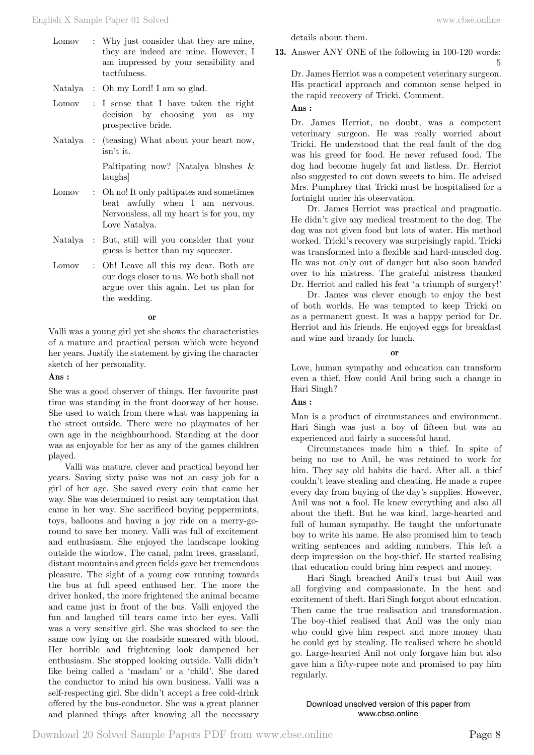| | | |
|---|---|---|
| Lomov | : | Why just consider that they are mine, they are indeed are mine. However, I am impressed by your sensibility and tactfulness. |
| Natalya | : | Oh my Lord! I am so glad. |
| Lomov | : | I sense that I have taken the right decision by choosing you as my prospective bride. |
| Natalya | : | (teasing) What about your heart now, isn't it.<br><br>Paltipating now? [Natalya blushes & laughs] |
| Lomov | : | Oh no! It only paltipates and sometimes beat awfully when I am nervous. Nervousless, all my heart is for you, my Love Natalya. |
| Natalya | : | But, still will you consider that your guess is better than my squeezer. |
| Lomov | : | Oh! Leave all this my dear. Both are our dogs closer to us. We both shall not argue over this again. Let us plan for the wedding. |

**or**

Valli was a young girl yet she shows the characteristics of a mature and practical person which were beyond her years. Justify the statement by giving the character sketch of her personality.

**Ans :**

She was a good observer of things. Her favourite past time was standing in the front doorway of her house. She used to watch from there what was happening in the street outside. There were no playmates of her own age in the neighbourhood. Standing at the door was as enjoyable for her as any of the games children played.

Valli was mature, clever and practical beyond her years. Saving sixty paise was not an easy job for a girl of her age. She saved every coin that came her way. She was determined to resist any temptation that came in her way. She sacrificed buying peppermints, toys, balloons and having a joy ride on a merry-go-round to save her money. Valli was full of excitement and enthusiasm. She enjoyed the landscape looking outside the window. The canal, palm trees, grassland, distant mountains and green fields gave her tremendous pleasure. The sight of a young cow running towards the bus at full speed enthused her. The more the driver honked, the more frightened the animal became and came just in front of the bus. Valli enjoyed the fun and laughed till tears came into her eyes. Valli was a very sensitive girl. She was shocked to see the same cow lying on the roadside smeared with blood. Her horrible and frightening look dampened her enthusiasm. She stopped looking outside. Valli didn't like being called a 'madam' or a 'child'. She dared the conductor to mind his own business. Valli was a self-respecting girl. She didn't accept a free cold-drink offered by the bus-conductor. She was a great planner and planned things after knowing all the necessary details about them.

**13.** Answer ANY ONE of the following in 100-120 words: 5

Dr. James Herriot was a competent veterinary surgeon. His practical approach and common sense helped in the rapid recovery of Tricki. Comment.

**Ans :**

Dr. James Herriot, no doubt, was a competent veterinary surgeon. He was really worried about Tricki. He understood that the real fault of the dog was his greed for food. He never refused food. The dog had become hugely fat and listless. Dr. Herriot also suggested to cut down sweets to him. He advised Mrs. Pumphrey that Tricki must be hospitalised for a fortnight under his observation.

Dr. James Herriot was practical and pragmatic. He didn't give any medical treatment to the dog. The dog was not given food but lots of water. His method worked. Tricki's recovery was surprisingly rapid. Tricki was transformed into a flexible and hard-muscled dog. He was not only out of danger but also soon handed over to his mistress. The grateful mistress thanked Dr. Herriot and called his feat 'a triumph of surgery!'

Dr. James was clever enough to enjoy the best of both worlds. He was tempted to keep Tricki on as a permanent guest. It was a happy period for Dr. Herriot and his friends. He enjoyed eggs for breakfast and wine and brandy for lunch.

**or**

Love, human sympathy and education can transform even a thief. How could Anil bring such a change in Hari Singh?

**Ans :**

Man is a product of circumstances and environment. Hari Singh was just a boy of fifteen but was an experienced and fairly a successful hand.

Circumstances made him a thief. In spite of being no use to Anil, he was retained to work for him. They say old habits die hard. After all. a thief couldn't leave stealing and cheating. He made a rupee every day from buying of the day's supplies. However, Anil was not a fool. He knew everything and also all about the theft. But he was kind, large-hearted and full of human sympathy. He taught the unfortunate boy to write his name. He also promised him to teach writing sentences and adding numbers. This left a deep impression on the boy-thief. He started realising that education could bring him respect and money.

Hari Singh breached Anil's trust but Anil was all forgiving and compassionate. In the heat and excitement of theft. Hari Singh forgot about education. Then came the true realisation and transformation. The boy-thief realised that Anil was the only man who could give him respect and more money than he could get by stealing. He realised where he should go. Large-hearted Anil not only forgave him but also gave him a fifty-rupee note and promised to pay him regularly.

Download unsolved version of this paper from www.cbse.online